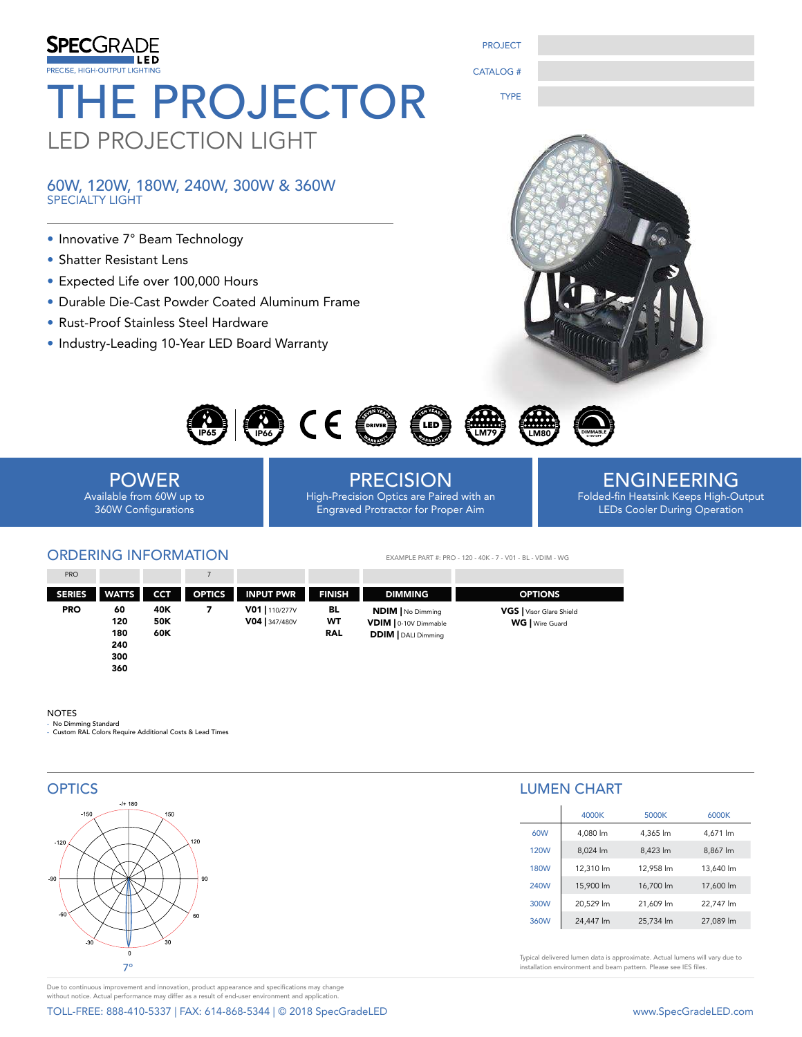SPECGRADE LED

PRECISE, HIGH-OUTPUT LIGHTING

# THE PROJECTOR

## LED PROJECTION LIGHT

PROJECT

CATALOG #

TYPE

### 60W, 120W, 180W, 240W, 300W & 360W

SPECIALTY LIGHT

- Innovative 7° Beam Technology
- Shatter Resistant Lens
- Expected Life over 100,000 Hours
- Durable Die-Cast Powder Coated Aluminum Frame
- Rust-Proof Stainless Steel Hardware
- Industry-Leading 10-Year LED Board Warranty

IP65 | IP66 | CE | SEVEN YEARS DRIVER WARRANTY | TEN YEARS LED WARRANTY | LM79 | LM80 | DIMMABLE 0-10V OPT

**POWER**
Available from 60W up to 360W Configurations

**PRECISION**
High-Precision Optics are Paired with an Engraved Protractor for Proper Aim

**ENGINEERING**
Folded-fin Heatsink Keeps High-Output LEDs Cooler During Operation

## ORDERING INFORMATION

EXAMPLE PART #: PRO - 120 - 40K - 7 - V01 - BL - VDIM - WG

| PRO | | | 7 | | | | |
|---|---|---|---|---|---|---|---|
| **SERIES** | **WATTS** | **CCT** | **OPTICS** | **INPUT PWR** | **FINISH** | **DIMMING** | **OPTIONS** |
| **PRO** | **60**<br>**120**<br>**180**<br>**240**<br>**300**<br>**360** | **40K**<br>**50K**<br>**60K** | **7** | **V01** \| 110/277V<br>**V04** \| 347/480V | **BL**<br>**WT**<br>**RAL** | **NDIM** \| No Dimming<br>**VDIM** \| 0-10V Dimmable<br>**DDIM** \| DALI Dimming | **VGS** \| Visor Glare Shield<br>**WG** \| Wire Guard |

NOTES
- No Dimming Standard
- Custom RAL Colors Require Additional Costs & Lead Times

## OPTICS

-/+ 180, -150, 150, -120, 120, -90, 90, -60, 60, -30, 30, 0

7°

## LUMEN CHART

| | 4000K | 5000K | 6000K |
|---|---|---|---|
| 60W | 4,080 lm | 4,365 lm | 4,671 lm |
| 120W | 8,024 lm | 8,423 lm | 8,867 lm |
| 180W | 12,310 lm | 12,958 lm | 13,640 lm |
| 240W | 15,900 lm | 16,700 lm | 17,600 lm |
| 300W | 20,529 lm | 21,609 lm | 22,747 lm |
| 360W | 24,447 lm | 25,734 lm | 27,089 lm |

Typical delivered lumen data is approximate. Actual lumens will vary due to installation environment and beam pattern. Please see IES files.

Due to continuous improvement and innovation, product appearance and specifications may change without notice. Actual performance may differ as a result of end-user environment and application.

TOLL-FREE: 888-410-5337 | FAX: 614-868-5344 | © 2018 SpecGradeLED

www.SpecGradeLED.com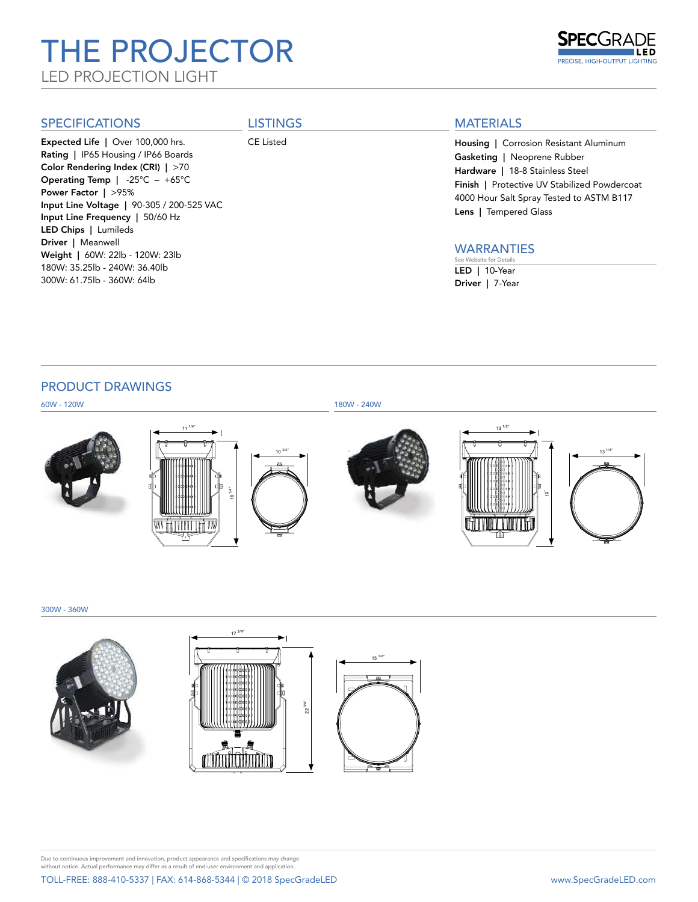# THE PROJECTOR

LED PROJECTION LIGHT

SPECGRADE LED
PRECISE, HIGH-OUTPUT LIGHTING

## SPECIFICATIONS

**Expected Life** | Over 100,000 hrs.
**Rating** | IP65 Housing / IP66 Boards
**Color Rendering Index (CRI)** | >70
**Operating Temp** | -25°C – +65°C
**Power Factor** | >95%
**Input Line Voltage** | 90-305 / 200-525 VAC
**Input Line Frequency** | 50/60 Hz
**LED Chips** | Lumileds
**Driver** | Meanwell
**Weight** | 60W: 22lb - 120W: 23lb
180W: 35.25lb - 240W: 36.40lb
300W: 61.75lb - 360W: 64lb

## LISTINGS

CE Listed

## MATERIALS

**Housing** | Corrosion Resistant Aluminum
**Gasketing** | Neoprene Rubber
**Hardware** | 18-8 Stainless Steel
**Finish** | Protective UV Stabilized Powdercoat
4000 Hour Salt Spray Tested to ASTM B117
**Lens** | Tempered Glass

## WARRANTIES

See Website for Details

**LED** | 10-Year
**Driver** | 7-Year

## PRODUCT DRAWINGS

60W - 120W

11 1/4"
18 1/4"
10 3/4"

180W - 240W

13 1/2"
19"
13 1/4"

300W - 360W

17 3/4"
22 3/4"
15 1/2"

Due to continuous improvement and innovation, product appearance and specifications may change without notice. Actual performance may differ as a result of end-user environment and application.

TOLL-FREE: 888-410-5337 | FAX: 614-868-5344 | © 2018 SpecGradeLED www.SpecGradeLED.com